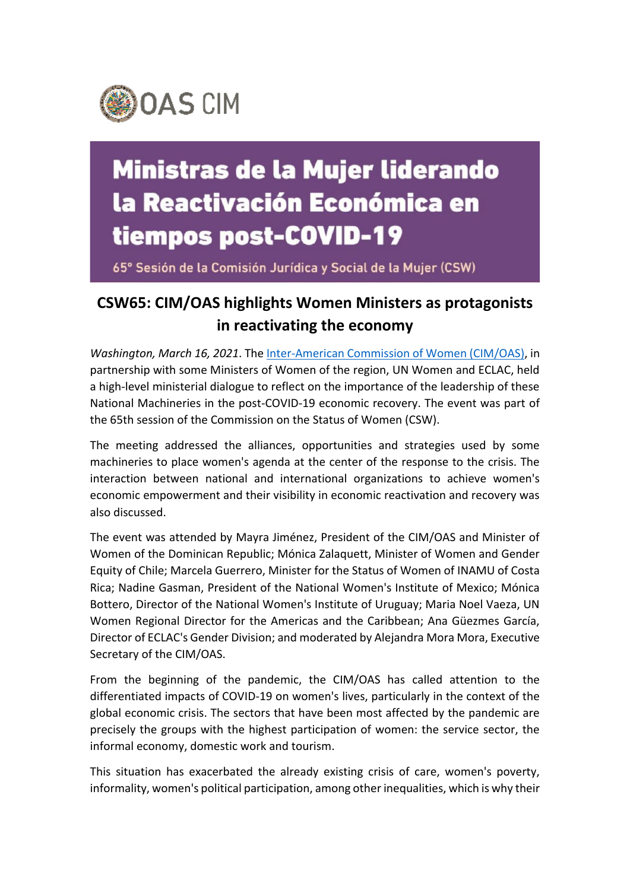OAS CIM

# Ministras de la Mujer liderando la Reactivación Económica en tiempos post-COVID-19

65° Sesión de la Comisión Jurídica y Social de la Mujer (CSW)

## CSW65: CIM/OAS highlights Women Ministers as protagonists in reactivating the economy

*Washington, March 16, 2021*. The Inter-American Commission of Women (CIM/OAS), in partnership with some Ministers of Women of the region, UN Women and ECLAC, held a high-level ministerial dialogue to reflect on the importance of the leadership of these National Machineries in the post-COVID-19 economic recovery. The event was part of the 65th session of the Commission on the Status of Women (CSW).

The meeting addressed the alliances, opportunities and strategies used by some machineries to place women's agenda at the center of the response to the crisis. The interaction between national and international organizations to achieve women's economic empowerment and their visibility in economic reactivation and recovery was also discussed.

The event was attended by Mayra Jiménez, President of the CIM/OAS and Minister of Women of the Dominican Republic; Mónica Zalaquett, Minister of Women and Gender Equity of Chile; Marcela Guerrero, Minister for the Status of Women of INAMU of Costa Rica; Nadine Gasman, President of the National Women's Institute of Mexico; Mónica Bottero, Director of the National Women's Institute of Uruguay; Maria Noel Vaeza, UN Women Regional Director for the Americas and the Caribbean; Ana Güezmes García, Director of ECLAC's Gender Division; and moderated by Alejandra Mora Mora, Executive Secretary of the CIM/OAS.

From the beginning of the pandemic, the CIM/OAS has called attention to the differentiated impacts of COVID-19 on women's lives, particularly in the context of the global economic crisis. The sectors that have been most affected by the pandemic are precisely the groups with the highest participation of women: the service sector, the informal economy, domestic work and tourism.

This situation has exacerbated the already existing crisis of care, women's poverty, informality, women's political participation, among other inequalities, which is why their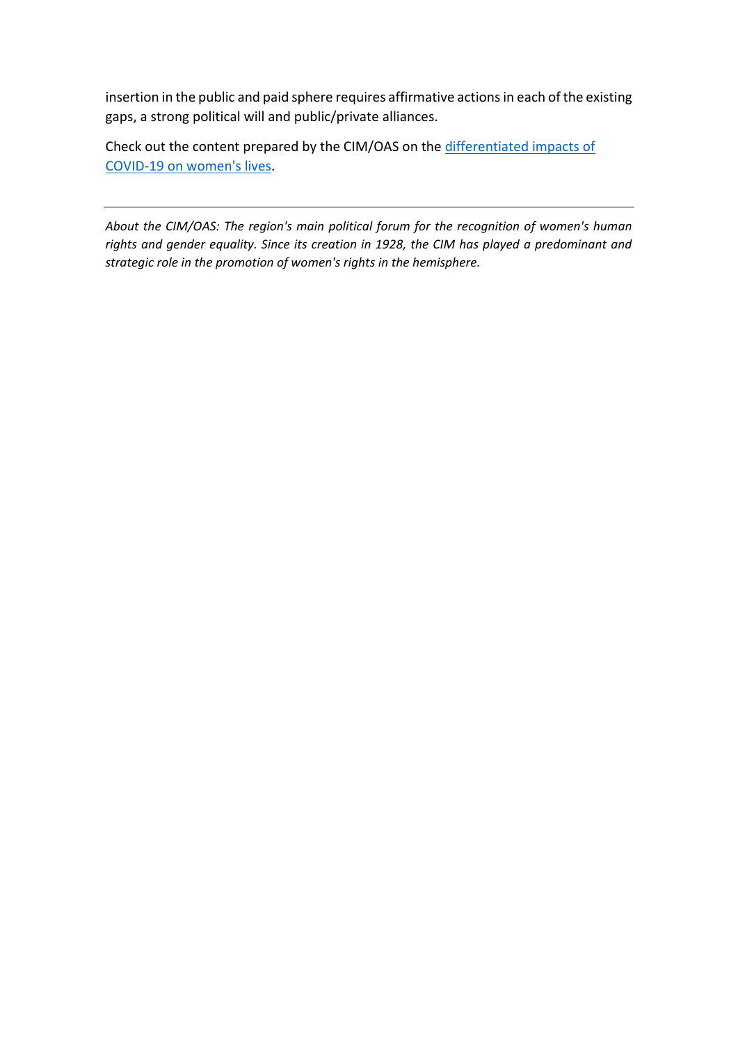insertion in the public and paid sphere requires affirmative actions in each of the existing gaps, a strong political will and public/private alliances.

Check out the content prepared by the CIM/OAS on the differentiated impacts of COVID-19 on women's lives.

---

*About the CIM/OAS: The region's main political forum for the recognition of women's human rights and gender equality. Since its creation in 1928, the CIM has played a predominant and strategic role in the promotion of women's rights in the hemisphere.*